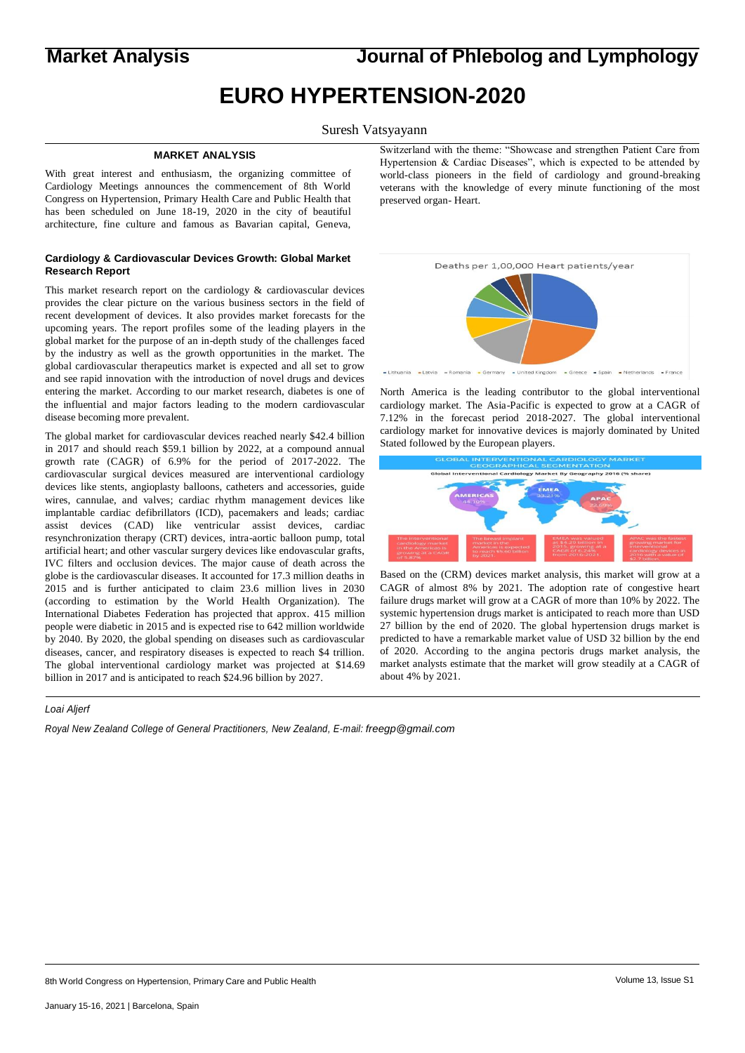# EURO HYPERTENSION-2020

Suresh Vatsyayann

## MARKET ANALYSIS

With great interest and enthusiasm, the organizing committee of Cardiology Meetings announces the commencement of 8th World Congress on Hypertension, Primary Health Care and Public Health that has been scheduled on June 18-19, 2020 in the city of beautiful architecture, fine culture and famous as Bavarian capital, Geneva, Switzerland with the theme: "Showcase and strengthen Patient Care from Hypertension & Cardiac Diseases", which is expected to be attended by world-class pioneers in the field of cardiology and ground-breaking veterans with the knowledge of every minute functioning of the most preserved organ- Heart.

### Cardiology & Cardiovascular Devices Growth: Global Market Research Report

This market research report on the cardiology & cardiovascular devices provides the clear picture on the various business sectors in the field of recent development of devices. It also provides market forecasts for the upcoming years. The report profiles some of the leading players in the global market for the purpose of an in-depth study of the challenges faced by the industry as well as the growth opportunities in the market. The global cardiovascular therapeutics market is expected and all set to grow and see rapid innovation with the introduction of novel drugs and devices entering the market. According to our market research, diabetes is one of the influential and major factors leading to the modern cardiovascular disease becoming more prevalent.

The global market for cardiovascular devices reached nearly $42.4 billion in 2017 and should reach $59.1 billion by 2022, at a compound annual growth rate (CAGR) of 6.9% for the period of 2017-2022. The cardiovascular surgical devices measured are interventional cardiology devices like stents, angioplasty balloons, catheters and accessories, guide wires, cannulae, and valves; cardiac rhythm management devices like implantable cardiac defibrillators (ICD), pacemakers and leads; cardiac assist devices (CAD) like ventricular assist devices, cardiac resynchronization therapy (CRT) devices, intra-aortic balloon pump, total artificial heart; and other vascular surgery devices like endovascular grafts, IVC filters and occlusion devices. The major cause of death across the globe is the cardiovascular diseases. It accounted for 17.3 million deaths in 2015 and is further anticipated to claim 23.6 million lives in 2030 (according to estimation by the World Health Organization). The International Diabetes Federation has projected that approx. 415 million people were diabetic in 2015 and is expected rise to 642 million worldwide by 2040. By 2020, the global spending on diseases such as cardiovascular diseases, cancer, and respiratory diseases is expected to reach $4 trillion. The global interventional cardiology market was projected at $14.69 billion in 2017 and is anticipated to reach $24.96 billion by 2027.

North America is the leading contributor to the global interventional cardiology market. The Asia-Pacific is expected to grow at a CAGR of 7.12% in the forecast period 2018-2027. The global interventional cardiology market for innovative devices is majorly dominated by United Stated followed by the European players.

Based on the (CRM) devices market analysis, this market will grow at a CAGR of almost 8% by 2021. The adoption rate of congestive heart failure drugs market will grow at a CAGR of more than 10% by 2022. The systemic hypertension drugs market is anticipated to reach more than USD 27 billion by the end of 2020. The global hypertension drugs market is predicted to have a remarkable market value of USD 32 billion by the end of 2020. According to the angina pectoris drugs market analysis, the market analysts estimate that the market will grow steadily at a CAGR of about 4% by 2021.

*Loai Aljerf*

*Royal New Zealand College of General Practitioners, New Zealand, E-mail: freegp@gmail.com*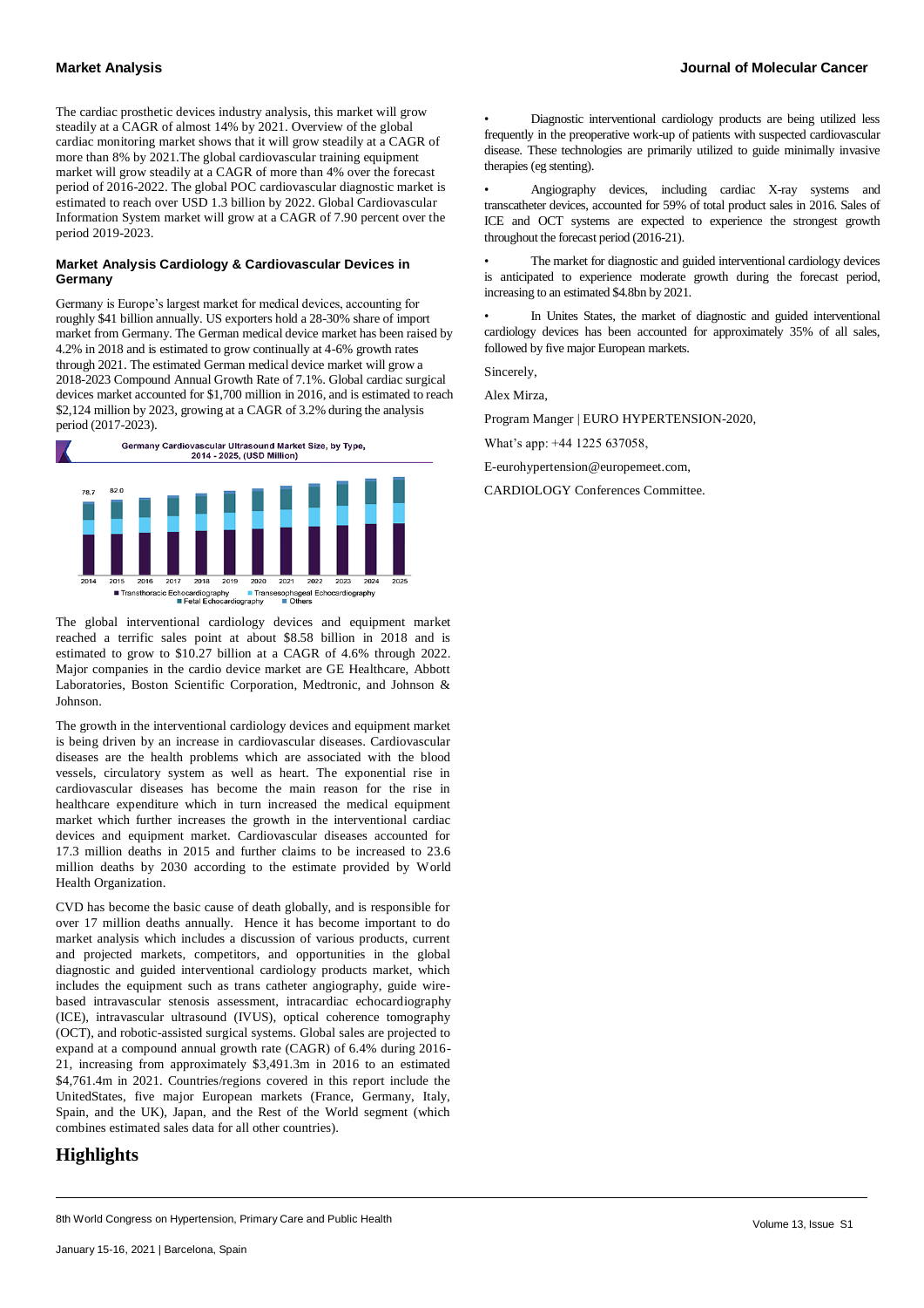The cardiac prosthetic devices industry analysis, this market will grow steadily at a CAGR of almost 14% by 2021. Overview of the global cardiac monitoring market shows that it will grow steadily at a CAGR of more than 8% by 2021.The global cardiovascular training equipment market will grow steadily at a CAGR of more than 4% over the forecast period of 2016-2022. The global POC cardiovascular diagnostic market is estimated to reach over USD 1.3 billion by 2022. Global Cardiovascular Information System market will grow at a CAGR of 7.90 percent over the period 2019-2023.

### Market Analysis Cardiology & Cardiovascular Devices in Germany

Germany is Europe's largest market for medical devices, accounting for roughly $41 billion annually. US exporters hold a 28-30% share of import market from Germany. The German medical device market has been raised by 4.2% in 2018 and is estimated to grow continually at 4-6% growth rates through 2021. The estimated German medical device market will grow a 2018-2023 Compound Annual Growth Rate of 7.1%. Global cardiac surgical devices market accounted for $1,700 million in 2016, and is estimated to reach $2,124 million by 2023, growing at a CAGR of 3.2% during the analysis period (2017-2023).

Germany Cardiovascular Ultrasound Market Size, by Type, 2014 - 2025, (USD Million)

78.7
82.0
2014 2015 2016 2017 2018 2019 2020 2021 2022 2023 2024 2025
Transthoracic Echocardiography
Transesophageal Echocardiography
Fetal Echocardiography
Others

The global interventional cardiology devices and equipment market reached a terrific sales point at about $8.58 billion in 2018 and is estimated to grow to $10.27 billion at a CAGR of 4.6% through 2022. Major companies in the cardio device market are GE Healthcare, Abbott Laboratories, Boston Scientific Corporation, Medtronic, and Johnson & Johnson.

The growth in the interventional cardiology devices and equipment market is being driven by an increase in cardiovascular diseases. Cardiovascular diseases are the health problems which are associated with the blood vessels, circulatory system as well as heart. The exponential rise in cardiovascular diseases has become the main reason for the rise in healthcare expenditure which in turn increased the medical equipment market which further increases the growth in the interventional cardiac devices and equipment market. Cardiovascular diseases accounted for 17.3 million deaths in 2015 and further claims to be increased to 23.6 million deaths by 2030 according to the estimate provided by World Health Organization.

CVD has become the basic cause of death globally, and is responsible for over 17 million deaths annually. Hence it has become important to do market analysis which includes a discussion of various products, current and projected markets, competitors, and opportunities in the global diagnostic and guided interventional cardiology products market, which includes the equipment such as trans catheter angiography, guide wire-based intravascular stenosis assessment, intracardiac echocardiography (ICE), intravascular ultrasound (IVUS), optical coherence tomography (OCT), and robotic-assisted surgical systems. Global sales are projected to expand at a compound annual growth rate (CAGR) of 6.4% during 2016-21, increasing from approximately $3,491.3m in 2016 to an estimated $4,761.4m in 2021. Countries/regions covered in this report include the UnitedStates, five major European markets (France, Germany, Italy, Spain, and the UK), Japan, and the Rest of the World segment (which combines estimated sales data for all other countries).

## Highlights

- Diagnostic interventional cardiology products are being utilized less frequently in the preoperative work-up of patients with suspected cardiovascular disease. These technologies are primarily utilized to guide minimally invasive therapies (eg stenting).
- Angiography devices, including cardiac X-ray systems and transcatheter devices, accounted for 59% of total product sales in 2016. Sales of ICE and OCT systems are expected to experience the strongest growth throughout the forecast period (2016-21).
- The market for diagnostic and guided interventional cardiology devices is anticipated to experience moderate growth during the forecast period, increasing to an estimated $4.8bn by 2021.
- In Unites States, the market of diagnostic and guided interventional cardiology devices has been accounted for approximately 35% of all sales, followed by five major European markets.

Sincerely,

Alex Mirza,

Program Manger | EURO HYPERTENSION-2020,

What's app: +44 1225 637058,

E-eurohypertension@europemeet.com,

CARDIOLOGY Conferences Committee.